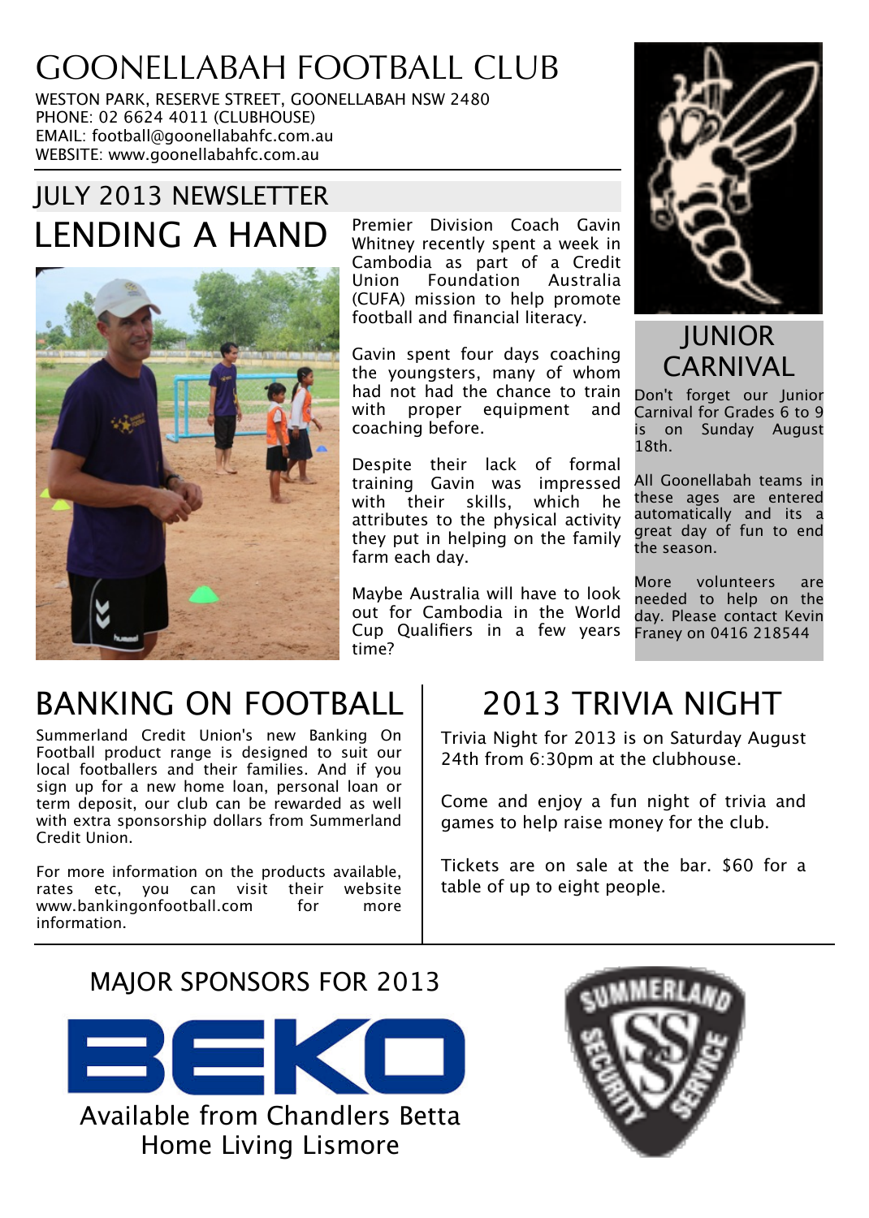# GOONELLABAH FOOTBALL CLUB

WESTON PARK, RESERVE STREET, GOONELLABAH NSW 2480
PHONE: 02 6624 4011 (CLUBHOUSE)
EMAIL: football@goonellabahfc.com.au
WEBSITE: www.goonellabahfc.com.au

## JULY 2013 NEWSLETTER

## LENDING A HAND

Premier Division Coach Gavin Whitney recently spent a week in Cambodia as part of a Credit Union Foundation Australia (CUFA) mission to help promote football and financial literacy.

Gavin spent four days coaching the youngsters, many of whom had not had the chance to train with proper equipment and coaching before.

Despite their lack of formal training Gavin was impressed with their skills, which he attributes to the physical activity they put in helping on the family farm each day.

Maybe Australia will have to look out for Cambodia in the World Cup Qualifiers in a few years time?

## JUNIOR CARNIVAL

Don't forget our Junior Carnival for Grades 6 to 9 is on Sunday August 18th.

All Goonellabah teams in these ages are entered automatically and its a great day of fun to end the season.

More volunteers are needed to help on the day. Please contact Kevin Franey on 0416 218544

## BANKING ON FOOTBALL

Summerland Credit Union's new Banking On Football product range is designed to suit our local footballers and their families. And if you sign up for a new home loan, personal loan or term deposit, our club can be rewarded as well with extra sponsorship dollars from Summerland Credit Union.

For more information on the products available, rates etc, you can visit their website www.bankingonfootball.com for more information.

## 2013 TRIVIA NIGHT

Trivia Night for 2013 is on Saturday August 24th from 6:30pm at the clubhouse.

Come and enjoy a fun night of trivia and games to help raise money for the club.

Tickets are on sale at the bar. $60 for a table of up to eight people.

## MAJOR SPONSORS FOR 2013

BEKO

Available from Chandlers Betta Home Living Lismore

SUMMERLAND SECURITY SERVICE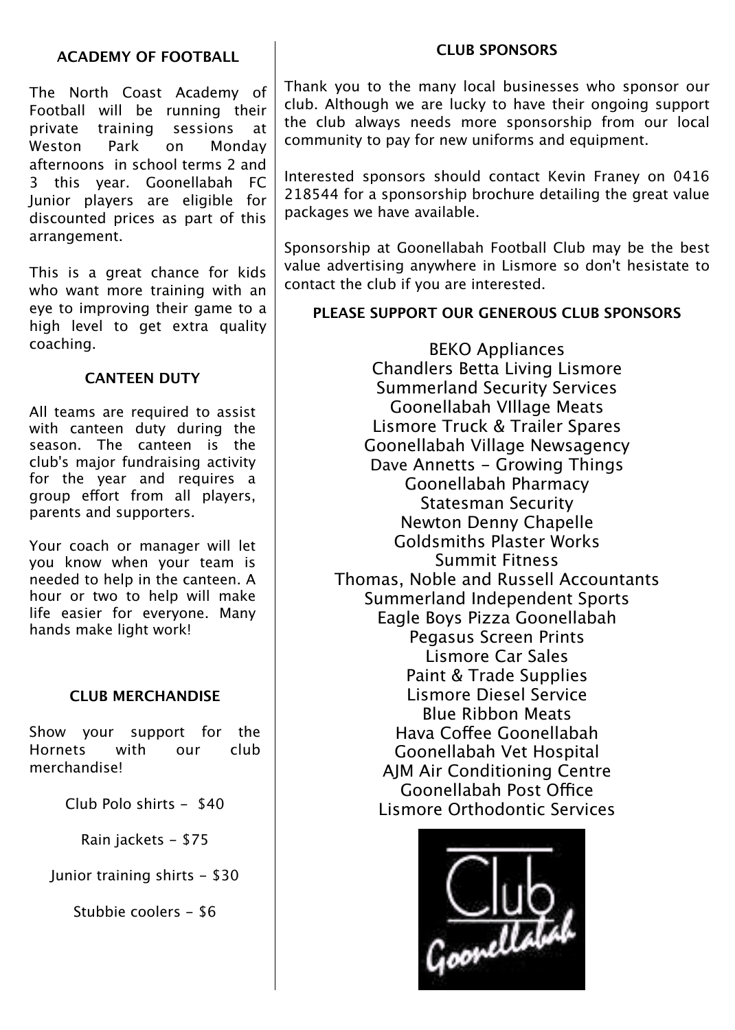## ACADEMY OF FOOTBALL

The North Coast Academy of Football will be running their private training sessions at Weston Park on Monday afternoons in school terms 2 and 3 this year. Goonellabah FC Junior players are eligible for discounted prices as part of this arrangement.

This is a great chance for kids who want more training with an eye to improving their game to a high level to get extra quality coaching.

## CANTEEN DUTY

All teams are required to assist with canteen duty during the season. The canteen is the club's major fundraising activity for the year and requires a group effort from all players, parents and supporters.

Your coach or manager will let you know when your team is needed to help in the canteen. A hour or two to help will make life easier for everyone. Many hands make light work!

## CLUB MERCHANDISE

Show your support for the Hornets with our club merchandise!

Club Polo shirts - $40

Rain jackets - $75

Junior training shirts - $30

Stubbie coolers - $6

## CLUB SPONSORS

Thank you to the many local businesses who sponsor our club. Although we are lucky to have their ongoing support the club always needs more sponsorship from our local community to pay for new uniforms and equipment.

Interested sponsors should contact Kevin Franey on 0416 218544 for a sponsorship brochure detailing the great value packages we have available.

Sponsorship at Goonellabah Football Club may be the best value advertising anywhere in Lismore so don't hesistate to contact the club if you are interested.

### PLEASE SUPPORT OUR GENEROUS CLUB SPONSORS

BEKO Appliances
Chandlers Betta Living Lismore
Summerland Security Services
Goonellabah VIllage Meats
Lismore Truck & Trailer Spares
Goonellabah Village Newsagency
Dave Annetts - Growing Things
Goonellabah Pharmacy
Statesman Security
Newton Denny Chapelle
Goldsmiths Plaster Works
Summit Fitness
Thomas, Noble and Russell Accountants
Summerland Independent Sports
Eagle Boys Pizza Goonellabah
Pegasus Screen Prints
Lismore Car Sales
Paint & Trade Supplies
Lismore Diesel Service
Blue Ribbon Meats
Hava Coffee Goonellabah
Goonellabah Vet Hospital
AJM Air Conditioning Centre
Goonellabah Post Office
Lismore Orthodontic Services

Club Goonellabah